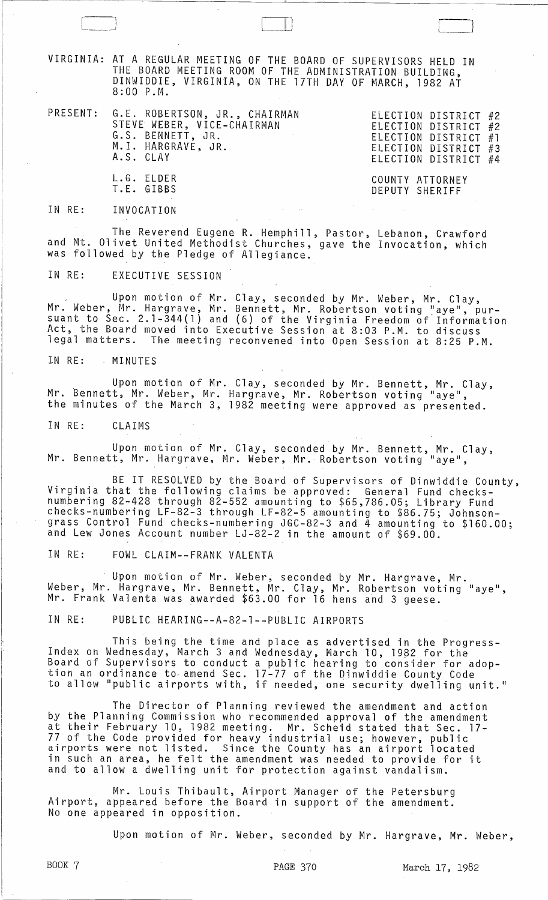VIRGINIA: AT A REGULAR MEETING OF THE BOARD OF SUPERVISORS HELD IN THE BOARD MEETING ROOM OF THE ADMINISTRATION BUILDING, DINWIDDIE, VIRGINIA, ON THE 17TH DAY OF MARCH, 1982 AT 8:00 P.M.

| PRESENT: | | |
|---|---|---|
| | G.E. ROBERTSON, JR., CHAIRMAN | ELECTION DISTRICT #2 |
| | STEVE WEBER, VICE-CHAIRMAN | ELECTION DISTRICT #2 |
| | G.S. BENNETT, JR. | ELECTION DISTRICT #1 |
| | M.I. HARGRAVE, JR. | ELECTION DISTRICT #3 |
| | A.S. CLAY | ELECTION DISTRICT #4 |
| | L.G. ELDER | COUNTY ATTORNEY |
| | T.E. GIBBS | DEPUTY SHERIFF |

IN RE: INVOCATION

The Reverend Eugene R. Hemphill, Pastor, Lebanon, Crawford and Mt. Olivet United Methodist Churches, gave the Invocation, which was followed by the Pledge of Allegiance.

IN RE: EXECUTIVE SESSION

Upon motion of Mr. Clay, seconded by Mr. Weber, Mr. Clay, Mr. Weber, Mr. Hargrave, Mr. Bennett, Mr. Robertson voting "aye", pursuant to Sec. 2.1-344(1) and (6) of the Virginia Freedom of Information Act, the Board moved into Executive Session at 8:03 P.M. to discuss legal matters. The meeting reconvened into Open Session at 8:25 P.M.

IN RE: MINUTES

Upon motion of Mr. Clay, seconded by Mr. Bennett, Mr. Clay, Mr. Bennett, Mr. Weber, Mr. Hargrave, Mr. Robertson voting "aye", the minutes of the March 3, 1982 meeting were approved as presented.

IN RE: CLAIMS

Upon motion of Mr. Clay, seconded by Mr. Bennett, Mr. Clay, Mr. Bennett, Mr. Hargrave, Mr. Weber, Mr. Robertson voting "aye",

BE IT RESOLVED by the Board of Supervisors of Dinwiddie County, Virginia that the following claims be approved: General Fund checks-numbering 82-428 through 82-552 amounting to $65,786.05; Library Fund checks-numbering LF-82-3 through LF-82-5 amounting to $86.75; Johnsongrass Control Fund checks-numbering JGC-82-3 and 4 amounting to $160.00; and Lew Jones Account number LJ-82-2 in the amount of $69.00.

IN RE: FOWL CLAIM--FRANK VALENTA

Upon motion of Mr. Weber, seconded by Mr. Hargrave, Mr. Weber, Mr. Hargrave, Mr. Bennett, Mr. Clay, Mr. Robertson voting "aye", Mr. Frank Valenta was awarded $63.00 for 16 hens and 3 geese.

IN RE: PUBLIC HEARING--A-82-1--PUBLIC AIRPORTS

This being the time and place as advertised in the Progress-Index on Wednesday, March 3 and Wednesday, March 10, 1982 for the Board of Supervisors to conduct a public hearing to consider for adoption an ordinance to amend Sec. 17-77 of the Dinwiddie County Code to allow "public airports with, if needed, one security dwelling unit."

The Director of Planning reviewed the amendment and action by the Planning Commission who recommended approval of the amendment at their February 10, 1982 meeting. Mr. Scheid stated that Sec. 17-77 of the Code provided for heavy industrial use; however, public airports were not listed. Since the County has an airport located in such an area, he felt the amendment was needed to provide for it and to allow a dwelling unit for protection against vandalism.

Mr. Louis Thibault, Airport Manager of the Petersburg Airport, appeared before the Board in support of the amendment. No one appeared in opposition.

Upon motion of Mr. Weber, seconded by Mr. Hargrave, Mr. Weber,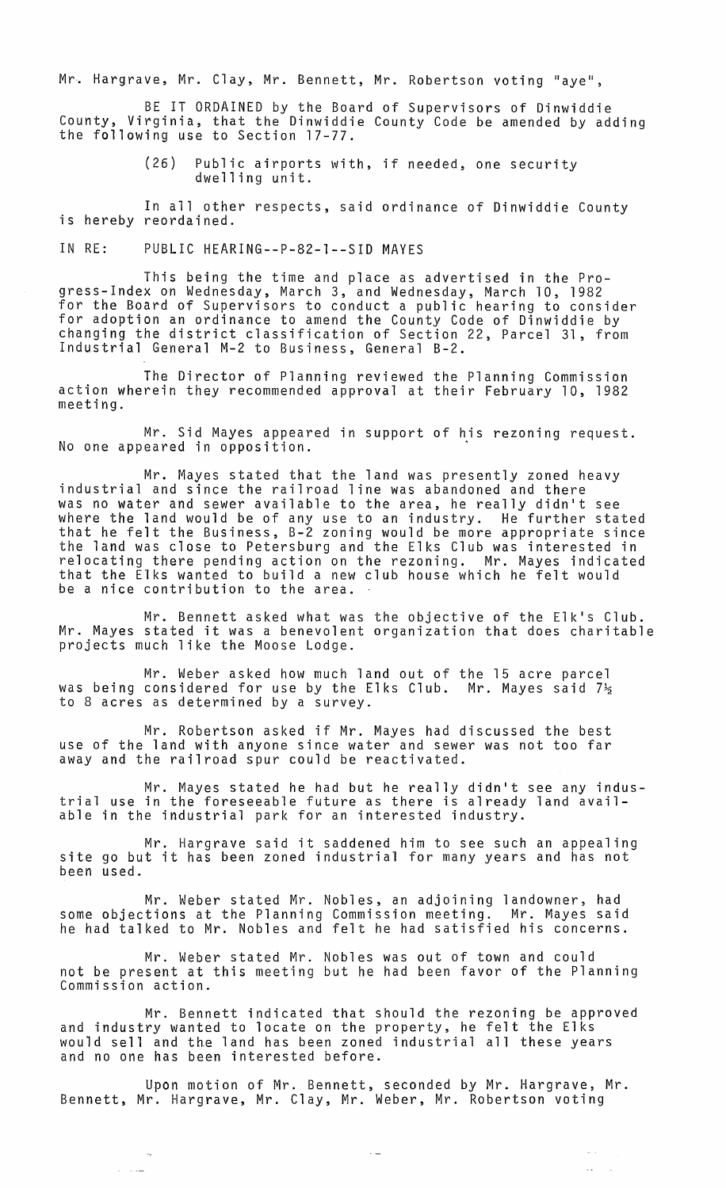Mr. Hargrave, Mr. Clay, Mr. Bennett, Mr. Robertson voting "aye",

BE IT ORDAINED by the Board of Supervisors of Dinwiddie County, Virginia, that the Dinwiddie County Code be amended by adding the following use to Section 17-77.

(26) Public airports with, if needed, one security dwelling unit.

In all other respects, said ordinance of Dinwiddie County is hereby reordained.

IN RE: PUBLIC HEARING--P-82-1--SID MAYES

This being the time and place as advertised in the Progress-Index on Wednesday, March 3, and Wednesday, March 10, 1982 for the Board of Supervisors to conduct a public hearing to consider for adoption an ordinance to amend the County Code of Dinwiddie by changing the district classification of Section 22, Parcel 31, from Industrial General M-2 to Business, General B-2.

The Director of Planning reviewed the Planning Commission action wherein they recommended approval at their February 10, 1982 meeting.

Mr. Sid Mayes appeared in support of his rezoning request. No one appeared in opposition.

Mr. Mayes stated that the land was presently zoned heavy industrial and since the railroad line was abandoned and there was no water and sewer available to the area, he really didn't see where the land would be of any use to an industry. He further stated that he felt the Business, B-2 zoning would be more appropriate since the land was close to Petersburg and the Elks Club was interested in relocating there pending action on the rezoning. Mr. Mayes indicated that the Elks wanted to build a new club house which he felt would be a nice contribution to the area.

Mr. Bennett asked what was the objective of the Elk's Club. Mr. Mayes stated it was a benevolent organization that does charitable projects much like the Moose Lodge.

Mr. Weber asked how much land out of the 15 acre parcel was being considered for use by the Elks Club. Mr. Mayes said 7½ to 8 acres as determined by a survey.

Mr. Robertson asked if Mr. Mayes had discussed the best use of the land with anyone since water and sewer was not too far away and the railroad spur could be reactivated.

Mr. Mayes stated he had but he really didn't see any industrial use in the foreseeable future as there is already land available in the industrial park for an interested industry.

Mr. Hargrave said it saddened him to see such an appealing site go but it has been zoned industrial for many years and has not been used.

Mr. Weber stated Mr. Nobles, an adjoining landowner, had some objections at the Planning Commission meeting. Mr. Mayes said he had talked to Mr. Nobles and felt he had satisfied his concerns.

Mr. Weber stated Mr. Nobles was out of town and could not be present at this meeting but he had been favor of the Planning Commission action.

Mr. Bennett indicated that should the rezoning be approved and industry wanted to locate on the property, he felt the Elks would sell and the land has been zoned industrial all these years and no one has been interested before.

Upon motion of Mr. Bennett, seconded by Mr. Hargrave, Mr. Bennett, Mr. Hargrave, Mr. Clay, Mr. Weber, Mr. Robertson voting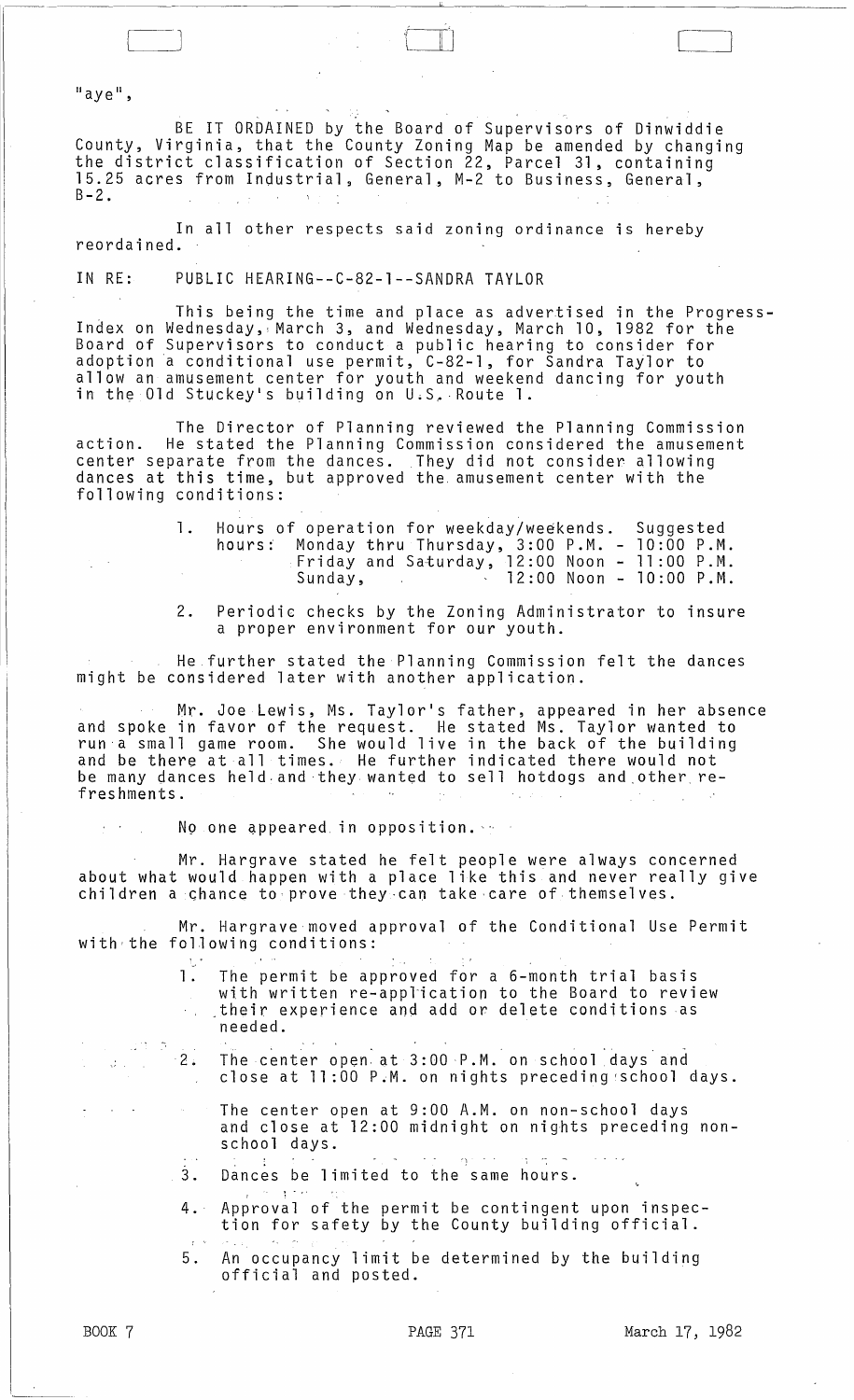"aye",

BE IT ORDAINED by the Board of Supervisors of Dinwiddie County, Virginia, that the County Zoning Map be amended by changing the district classification of Section 22, Parcel 31, containing 15.25 acres from Industrial, General, M-2 to Business, General, B-2.

In all other respects said zoning ordinance is hereby reordained.

IN RE: PUBLIC HEARING--C-82-1--SANDRA TAYLOR

This being the time and place as advertised in the Progress-Index on Wednesday, March 3, and Wednesday, March 10, 1982 for the Board of Supervisors to conduct a public hearing to consider for adoption a conditional use permit, C-82-1, for Sandra Taylor to allow an amusement center for youth and weekend dancing for youth in the Old Stuckey's building on U.S. Route 1.

The Director of Planning reviewed the Planning Commission action. He stated the Planning Commission considered the amusement center separate from the dances. They did not consider allowing dances at this time, but approved the amusement center with the following conditions:

1. Hours of operation for weekday/weekends. Suggested hours: Monday thru Thursday, 3:00 P.M. - 10:00 P.M.
   Friday and Saturday, 12:00 Noon - 11:00 P.M.
   Sunday, 12:00 Noon - 10:00 P.M.

2. Periodic checks by the Zoning Administrator to insure a proper environment for our youth.

He further stated the Planning Commission felt the dances might be considered later with another application.

Mr. Joe Lewis, Ms. Taylor's father, appeared in her absence and spoke in favor of the request. He stated Ms. Taylor wanted to run a small game room. She would live in the back of the building and be there at all times. He further indicated there would not be many dances held and they wanted to sell hotdogs and other refreshments.

No one appeared in opposition.

Mr. Hargrave stated he felt people were always concerned about what would happen with a place like this and never really give children a chance to prove they can take care of themselves.

Mr. Hargrave moved approval of the Conditional Use Permit with the following conditions:

1. The permit be approved for a 6-month trial basis with written re-application to the Board to review their experience and add or delete conditions as needed.

2. The center open at 3:00 P.M. on school days and close at 11:00 P.M. on nights preceding school days.

   The center open at 9:00 A.M. on non-school days and close at 12:00 midnight on nights preceding non-school days.

3. Dances be limited to the same hours.

4. Approval of the permit be contingent upon inspection for safety by the County building official.

5. An occupancy limit be determined by the building official and posted.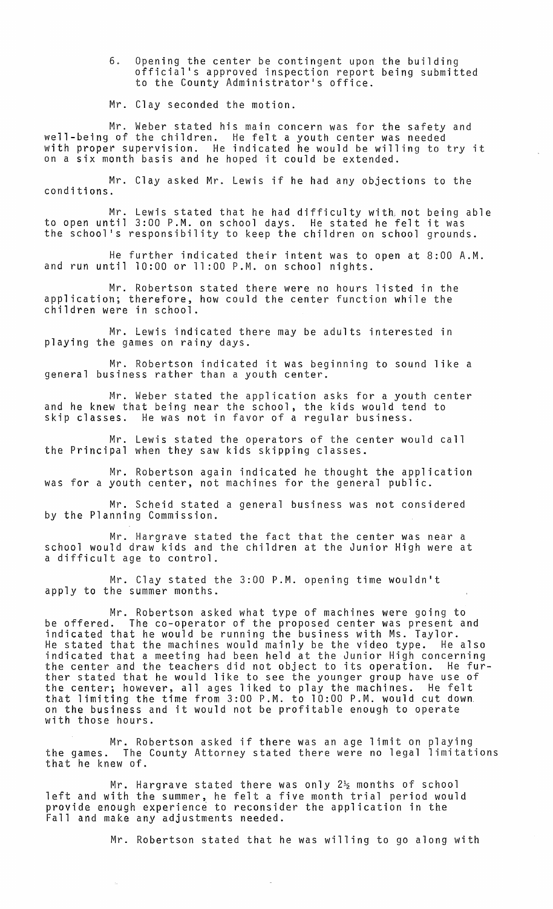6. Opening the center be contingent upon the building official's approved inspection report being submitted to the County Administrator's office.

Mr. Clay seconded the motion.

Mr. Weber stated his main concern was for the safety and well-being of the children. He felt a youth center was needed with proper supervision. He indicated he would be willing to try it on a six month basis and he hoped it could be extended.

Mr. Clay asked Mr. Lewis if he had any objections to the conditions.

Mr. Lewis stated that he had difficulty with not being able to open until 3:00 P.M. on school days. He stated he felt it was the school's responsibility to keep the children on school grounds.

He further indicated their intent was to open at 8:00 A.M. and run until 10:00 or 11:00 P.M. on school nights.

Mr. Robertson stated there were no hours listed in the application; therefore, how could the center function while the children were in school.

Mr. Lewis indicated there may be adults interested in playing the games on rainy days.

Mr. Robertson indicated it was beginning to sound like a general business rather than a youth center.

Mr. Weber stated the application asks for a youth center and he knew that being near the school, the kids would tend to skip classes. He was not in favor of a regular business.

Mr. Lewis stated the operators of the center would call the Principal when they saw kids skipping classes.

Mr. Robertson again indicated he thought the application was for a youth center, not machines for the general public.

Mr. Scheid stated a general business was not considered by the Planning Commission.

Mr. Hargrave stated the fact that the center was near a school would draw kids and the children at the Junior High were at a difficult age to control.

Mr. Clay stated the 3:00 P.M. opening time wouldn't apply to the summer months.

Mr. Robertson asked what type of machines were going to be offered. The co-operator of the proposed center was present and indicated that he would be running the business with Ms. Taylor. He stated that the machines would mainly be the video type. He also indicated that a meeting had been held at the Junior High concerning the center and the teachers did not object to its operation. He further stated that he would like to see the younger group have use of the center; however, all ages liked to play the machines. He felt that limiting the time from 3:00 P.M. to 10:00 P.M. would cut down on the business and it would not be profitable enough to operate with those hours.

Mr. Robertson asked if there was an age limit on playing the games. The County Attorney stated there were no legal limitations that he knew of.

Mr. Hargrave stated there was only 2½ months of school left and with the summer, he felt a five month trial period would provide enough experience to reconsider the application in the Fall and make any adjustments needed.

Mr. Robertson stated that he was willing to go along with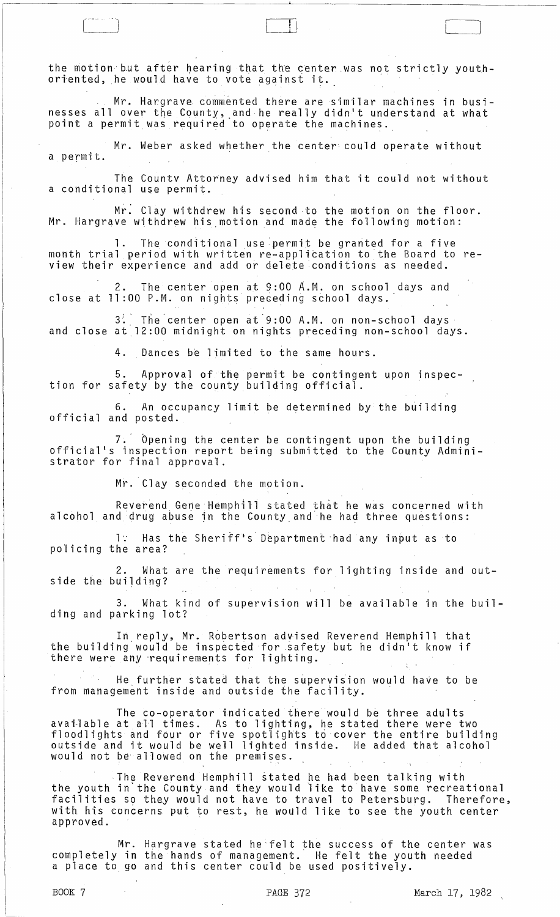the motion but after hearing that the center was not strictly youth-oriented, he would have to vote against it.

Mr. Hargrave commented there are similar machines in businesses all over the County, and he really didn't understand at what point a permit was required to operate the machines.

Mr. Weber asked whether the center could operate without a permit.

The County Attorney advised him that it could not without a conditional use permit.

Mr. Clay withdrew his second to the motion on the floor. Mr. Hargrave withdrew his motion and made the following motion:

1. The conditional use permit be granted for a five month trial period with written re-application to the Board to review their experience and add or delete conditions as needed.

2. The center open at 9:00 A.M. on school days and close at 11:00 P.M. on nights preceding school days.

3. The center open at 9:00 A.M. on non-school days and close at 12:00 midnight on nights preceding non-school days.

4. Dances be limited to the same hours.

5. Approval of the permit be contingent upon inspection for safety by the county building official.

6. An occupancy limit be determined by the building official and posted.

7. Opening the center be contingent upon the building official's inspection report being submitted to the County Administrator for final approval.

Mr. Clay seconded the motion.

Reverend Gene Hemphill stated that he was concerned with alcohol and drug abuse in the County and he had three questions:

1. Has the Sheriff's Department had any input as to policing the area?

2. What are the requirements for lighting inside and outside the building?

3. What kind of supervision will be available in the building and parking lot?

In reply, Mr. Robertson advised Reverend Hemphill that the building would be inspected for safety but he didn't know if there were any requirements for lighting.

He further stated that the supervision would have to be from management inside and outside the facility.

The co-operator indicated there would be three adults available at all times. As to lighting, he stated there were two floodlights and four or five spotlights to cover the entire building outside and it would be well lighted inside. He added that alcohol would not be allowed on the premises.

The Reverend Hemphill stated he had been talking with the youth in the County and they would like to have some recreational facilities so they would not have to travel to Petersburg. Therefore, with his concerns put to rest, he would like to see the youth center approved.

Mr. Hargrave stated he felt the success of the center was completely in the hands of management. He felt the youth needed a place to go and this center could be used positively.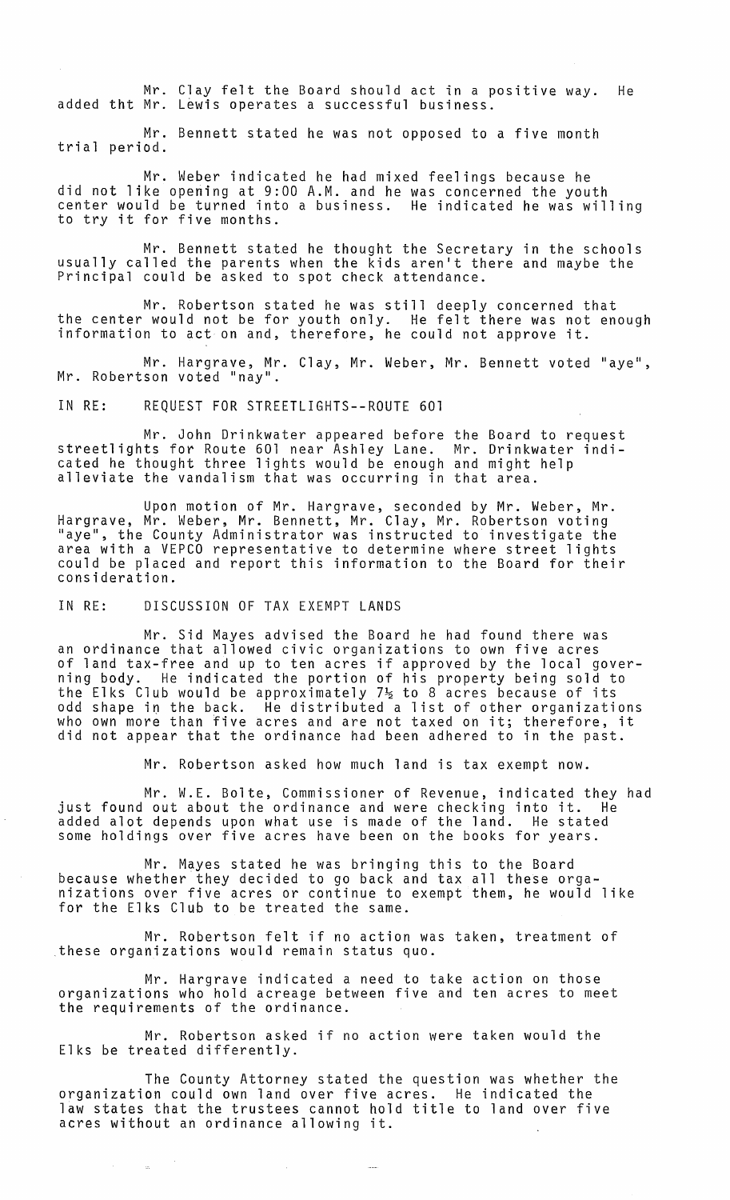Mr. Clay felt the Board should act in a positive way. He added tht Mr. Lewis operates a successful business.

Mr. Bennett stated he was not opposed to a five month trial period.

Mr. Weber indicated he had mixed feelings because he did not like opening at 9:00 A.M. and he was concerned the youth center would be turned into a business. He indicated he was willing to try it for five months.

Mr. Bennett stated he thought the Secretary in the schools usually called the parents when the kids aren't there and maybe the Principal could be asked to spot check attendance.

Mr. Robertson stated he was still deeply concerned that the center would not be for youth only. He felt there was not enough information to act on and, therefore, he could not approve it.

Mr. Hargrave, Mr. Clay, Mr. Weber, Mr. Bennett voted "aye", Mr. Robertson voted "nay".

IN RE: REQUEST FOR STREETLIGHTS--ROUTE 601

Mr. John Drinkwater appeared before the Board to request streetlights for Route 601 near Ashley Lane. Mr. Drinkwater indicated he thought three lights would be enough and might help alleviate the vandalism that was occurring in that area.

Upon motion of Mr. Hargrave, seconded by Mr. Weber, Mr. Hargrave, Mr. Weber, Mr. Bennett, Mr. Clay, Mr. Robertson voting "aye", the County Administrator was instructed to investigate the area with a VEPCO representative to determine where street lights could be placed and report this information to the Board for their consideration.

IN RE: DISCUSSION OF TAX EXEMPT LANDS

Mr. Sid Mayes advised the Board he had found there was an ordinance that allowed civic organizations to own five acres of land tax-free and up to ten acres if approved by the local governing body. He indicated the portion of his property being sold to the Elks Club would be approximately 7½ to 8 acres because of its odd shape in the back. He distributed a list of other organizations who own more than five acres and are not taxed on it; therefore, it did not appear that the ordinance had been adhered to in the past.

Mr. Robertson asked how much land is tax exempt now.

Mr. W.E. Bolte, Commissioner of Revenue, indicated they had just found out about the ordinance and were checking into it. He added alot depends upon what use is made of the land. He stated some holdings over five acres have been on the books for years.

Mr. Mayes stated he was bringing this to the Board because whether they decided to go back and tax all these organizations over five acres or continue to exempt them, he would like for the Elks Club to be treated the same.

Mr. Robertson felt if no action was taken, treatment of these organizations would remain status quo.

Mr. Hargrave indicated a need to take action on those organizations who hold acreage between five and ten acres to meet the requirements of the ordinance.

Mr. Robertson asked if no action were taken would the Elks be treated differently.

The County Attorney stated the question was whether the organization could own land over five acres. He indicated the law states that the trustees cannot hold title to land over five acres without an ordinance allowing it.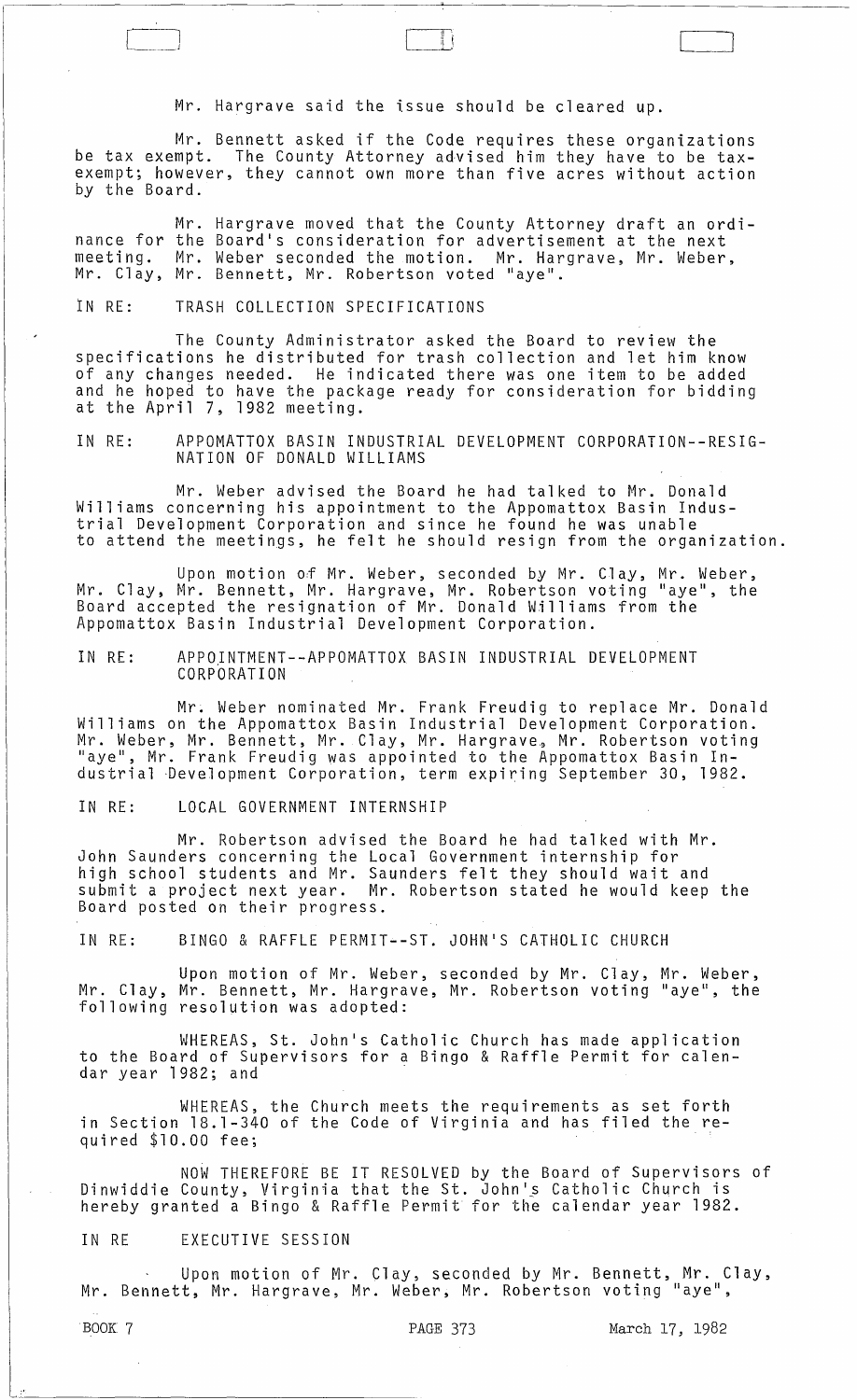Mr. Hargrave said the issue should be cleared up.

Mr. Bennett asked if the Code requires these organizations be tax exempt. The County Attorney advised him they have to be tax-exempt; however, they cannot own more than five acres without action by the Board.

Mr. Hargrave moved that the County Attorney draft an ordinance for the Board's consideration for advertisement at the next meeting. Mr. Weber seconded the motion. Mr. Hargrave, Mr. Weber, Mr. Clay, Mr. Bennett, Mr. Robertson voted "aye".

IN RE: TRASH COLLECTION SPECIFICATIONS

The County Administrator asked the Board to review the specifications he distributed for trash collection and let him know of any changes needed. He indicated there was one item to be added and he hoped to have the package ready for consideration for bidding at the April 7, 1982 meeting.

IN RE: APPOMATTOX BASIN INDUSTRIAL DEVELOPMENT CORPORATION--RESIGNATION OF DONALD WILLIAMS

Mr. Weber advised the Board he had talked to Mr. Donald Williams concerning his appointment to the Appomattox Basin Industrial Development Corporation and since he found he was unable to attend the meetings, he felt he should resign from the organization.

Upon motion of Mr. Weber, seconded by Mr. Clay, Mr. Weber, Mr. Clay, Mr. Bennett, Mr. Hargrave, Mr. Robertson voting "aye", the Board accepted the resignation of Mr. Donald Williams from the Appomattox Basin Industrial Development Corporation.

IN RE: APPOINTMENT--APPOMATTOX BASIN INDUSTRIAL DEVELOPMENT CORPORATION

Mr. Weber nominated Mr. Frank Freudig to replace Mr. Donald Williams on the Appomattox Basin Industrial Development Corporation. Mr. Weber, Mr. Bennett, Mr. Clay, Mr. Hargrave, Mr. Robertson voting "aye", Mr. Frank Freudig was appointed to the Appomattox Basin Industrial Development Corporation, term expiring September 30, 1982.

IN RE: LOCAL GOVERNMENT INTERNSHIP

Mr. Robertson advised the Board he had talked with Mr. John Saunders concerning the Local Government internship for high school students and Mr. Saunders felt they should wait and submit a project next year. Mr. Robertson stated he would keep the Board posted on their progress.

IN RE: BINGO & RAFFLE PERMIT--ST. JOHN'S CATHOLIC CHURCH

Upon motion of Mr. Weber, seconded by Mr. Clay, Mr. Weber, Mr. Clay, Mr. Bennett, Mr. Hargrave, Mr. Robertson voting "aye", the following resolution was adopted:

WHEREAS, St. John's Catholic Church has made application to the Board of Supervisors for a Bingo & Raffle Permit for calendar year 1982; and

WHEREAS, the Church meets the requirements as set forth in Section 18.1-340 of the Code of Virginia and has filed the required $10.00 fee;

NOW THEREFORE BE IT RESOLVED by the Board of Supervisors of Dinwiddie County, Virginia that the St. John's Catholic Church is hereby granted a Bingo & Raffle Permit for the calendar year 1982.

IN RE EXECUTIVE SESSION

Upon motion of Mr. Clay, seconded by Mr. Bennett, Mr. Clay, Mr. Bennett, Mr. Hargrave, Mr. Weber, Mr. Robertson voting "aye",

BOOK 7 PAGE 373 March 17, 1982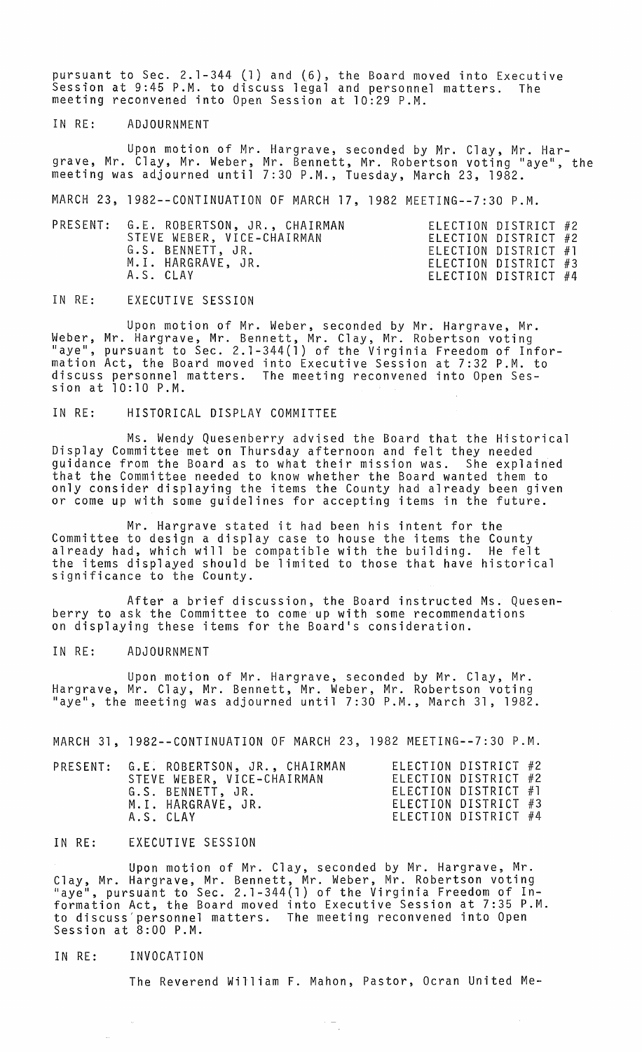pursuant to Sec. 2.1-344 (1) and (6), the Board moved into Executive Session at 9:45 P.M. to discuss legal and personnel matters. The meeting reconvened into Open Session at 10:29 P.M.

IN RE: ADJOURNMENT

Upon motion of Mr. Hargrave, seconded by Mr. Clay, Mr. Hargrave, Mr. Clay, Mr. Weber, Mr. Bennett, Mr. Robertson voting "aye", the meeting was adjourned until 7:30 P.M., Tuesday, March 23, 1982.

MARCH 23, 1982--CONTINUATION OF MARCH 17, 1982 MEETING--7:30 P.M.

| PRESENT: | | |
|---|---|---|
| | G.E. ROBERTSON, JR., CHAIRMAN | ELECTION DISTRICT #2 |
| | STEVE WEBER, VICE-CHAIRMAN | ELECTION DISTRICT #2 |
| | G.S. BENNETT, JR. | ELECTION DISTRICT #1 |
| | M.I. HARGRAVE, JR. | ELECTION DISTRICT #3 |
| | A.S. CLAY | ELECTION DISTRICT #4 |

IN RE: EXECUTIVE SESSION

Upon motion of Mr. Weber, seconded by Mr. Hargrave, Mr. Weber, Mr. Hargrave, Mr. Bennett, Mr. Clay, Mr. Robertson voting "aye", pursuant to Sec. 2.1-344(1) of the Virginia Freedom of Information Act, the Board moved into Executive Session at 7:32 P.M. to discuss personnel matters. The meeting reconvened into Open Session at 10:10 P.M.

IN RE: HISTORICAL DISPLAY COMMITTEE

Ms. Wendy Quesenberry advised the Board that the Historical Display Committee met on Thursday afternoon and felt they needed guidance from the Board as to what their mission was. She explained that the Committee needed to know whether the Board wanted them to only consider displaying the items the County had already been given or come up with some guidelines for accepting items in the future.

Mr. Hargrave stated it had been his intent for the Committee to design a display case to house the items the County already had, which will be compatible with the building. He felt the items displayed should be limited to those that have historical significance to the County.

After a brief discussion, the Board instructed Ms. Quesenberry to ask the Committee to come up with some recommendations on displaying these items for the Board's consideration.

IN RE: ADJOURNMENT

Upon motion of Mr. Hargrave, seconded by Mr. Clay, Mr. Hargrave, Mr. Clay, Mr. Bennett, Mr. Weber, Mr. Robertson voting "aye", the meeting was adjourned until 7:30 P.M., March 31, 1982.

MARCH 31, 1982--CONTINUATION OF MARCH 23, 1982 MEETING--7:30 P.M.

| PRESENT: | | |
|---|---|---|
| | G.E. ROBERTSON, JR., CHAIRMAN | ELECTION DISTRICT #2 |
| | STEVE WEBER, VICE-CHAIRMAN | ELECTION DISTRICT #2 |
| | G.S. BENNETT, JR. | ELECTION DISTRICT #1 |
| | M.I. HARGRAVE, JR. | ELECTION DISTRICT #3 |
| | A.S. CLAY | ELECTION DISTRICT #4 |

IN RE: EXECUTIVE SESSION

Upon motion of Mr. Clay, seconded by Mr. Hargrave, Mr. Clay, Mr. Hargrave, Mr. Bennett, Mr. Weber, Mr. Robertson voting "aye", pursuant to Sec. 2.1-344(1) of the Virginia Freedom of Information Act, the Board moved into Executive Session at 7:35 P.M. to discuss personnel matters. The meeting reconvened into Open Session at 8:00 P.M.

IN RE: INVOCATION

The Reverend William F. Mahon, Pastor, Ocran United Me-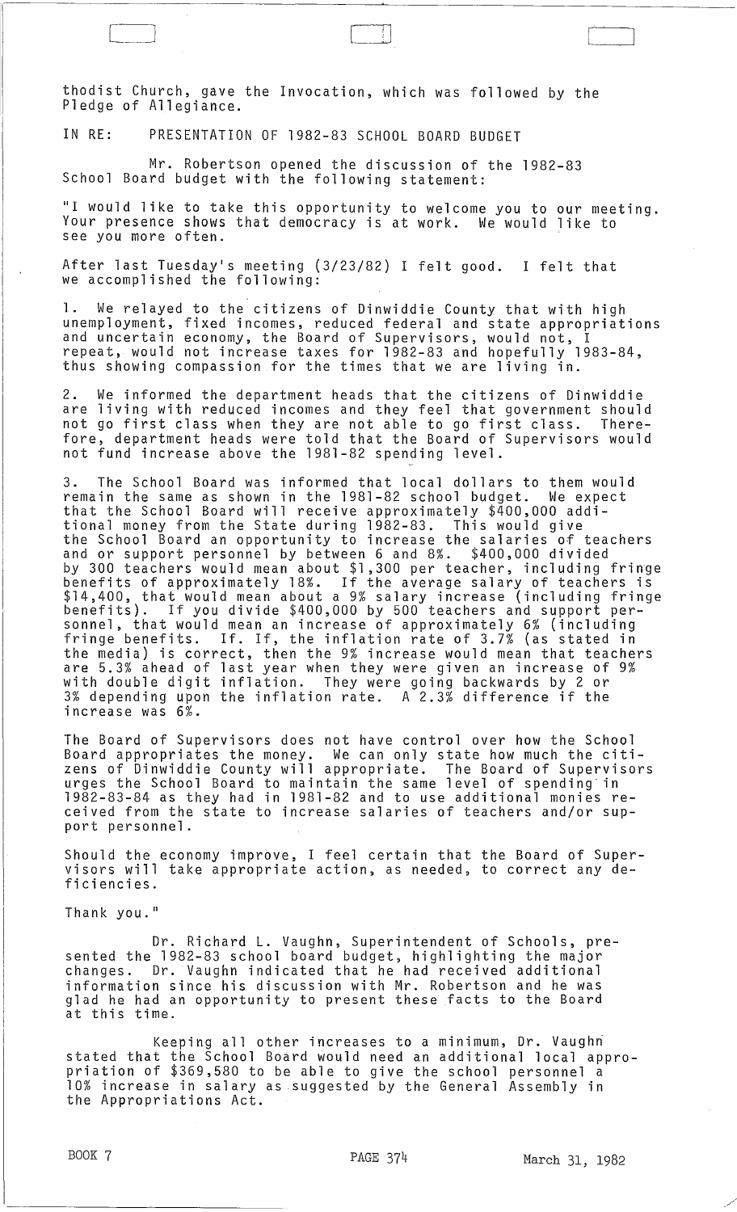thodist Church, gave the Invocation, which was followed by the Pledge of Allegiance.

IN RE: PRESENTATION OF 1982-83 SCHOOL BOARD BUDGET

Mr. Robertson opened the discussion of the 1982-83 School Board budget with the following statement:

"I would like to take this opportunity to welcome you to our meeting. Your presence shows that democracy is at work. We would like to see you more often.

After last Tuesday's meeting (3/23/82) I felt good. I felt that we accomplished the following:

1. We relayed to the citizens of Dinwiddie County that with high unemployment, fixed incomes, reduced federal and state appropriations and uncertain economy, the Board of Supervisors, would not, I repeat, would not increase taxes for 1982-83 and hopefully 1983-84, thus showing compassion for the times that we are living in.

2. We informed the department heads that the citizens of Dinwiddie are living with reduced incomes and they feel that government should not go first class when they are not able to go first class. Therefore, department heads were told that the Board of Supervisors would not fund increase above the 1981-82 spending level.

3. The School Board was informed that local dollars to them would remain the same as shown in the 1981-82 school budget. We expect that the School Board will receive approximately $400,000 additional money from the State during 1982-83. This would give the School Board an opportunity to increase the salaries of teachers and or support personnel by between 6 and 8%. $400,000 divided by 300 teachers would mean about $1,300 per teacher, including fringe benefits of approximately 18%. If the average salary of teachers is $14,400, that would mean about a 9% salary increase (including fringe benefits). If you divide $400,000 by 500 teachers and support personnel, that would mean an increase of approximately 6% (including fringe benefits. If. If, the inflation rate of 3.7% (as stated in the media) is correct, then the 9% increase would mean that teachers are 5.3% ahead of last year when they were given an increase of 9% with double digit inflation. They were going backwards by 2 or 3% depending upon the inflation rate. A 2.3% difference if the increase was 6%.

The Board of Supervisors does not have control over how the School Board appropriates the money. We can only state how much the citizens of Dinwiddie County will appropriate. The Board of Supervisors urges the School Board to maintain the same level of spending in 1982-83-84 as they had in 1981-82 and to use additional monies received from the state to increase salaries of teachers and/or support personnel.

Should the economy improve, I feel certain that the Board of Supervisors will take appropriate action, as needed, to correct any deficiencies.

Thank you."

Dr. Richard L. Vaughn, Superintendent of Schools, presented the 1982-83 school board budget, highlighting the major changes. Dr. Vaughn indicated that he had received additional information since his discussion with Mr. Robertson and he was glad he had an opportunity to present these facts to the Board at this time.

Keeping all other increases to a minimum, Dr. Vaughn stated that the School Board would need an additional local appropriation of $369,580 to be able to give the school personnel a 10% increase in salary as suggested by the General Assembly in the Appropriations Act.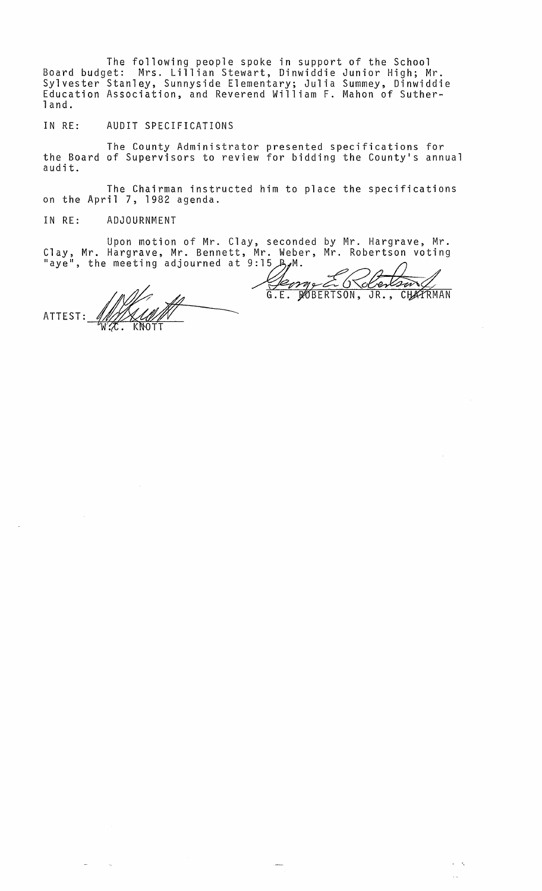The following people spoke in support of the School Board budget: Mrs. Lillian Stewart, Dinwiddie Junior High; Mr. Sylvester Stanley, Sunnyside Elementary; Julia Summey, Dinwiddie Education Association, and Reverend William F. Mahon of Sutherland.

IN RE: AUDIT SPECIFICATIONS

The County Administrator presented specifications for the Board of Supervisors to review for bidding the County's annual audit.

The Chairman instructed him to place the specifications on the April 7, 1982 agenda.

IN RE: ADJOURNMENT

Upon motion of Mr. Clay, seconded by Mr. Hargrave, Mr. Clay, Mr. Hargrave, Mr. Bennett, Mr. Weber, Mr. Robertson voting "aye", the meeting adjourned at 9:15 P.M.

G.E. ROBERTSON, JR., CHAIRMAN

ATTEST: W.C. KNOTT